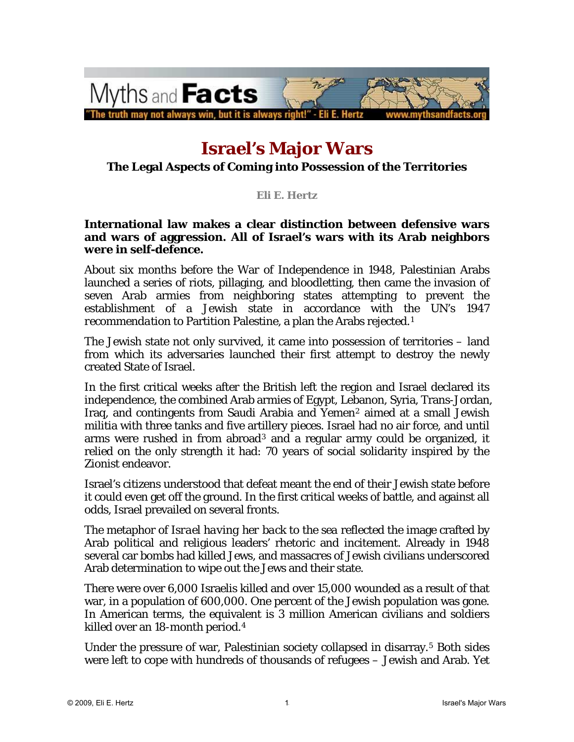Myths and **Facts**

"The truth may not always win, but it is always right!" - Eli E. Hertz www.mythsandfacts.org

# Israel's Major Wars

## The Legal Aspects of Coming into Possession of the Territories

**Eli E. Hertz**

**International law makes a clear distinction between defensive wars and wars of aggression. All of Israel's wars with its Arab neighbors were in self-defence.**

About six months before the War of Independence in 1948, Palestinian Arabs launched a series of riots, pillaging, and bloodletting, then came the invasion of seven Arab armies from neighboring states attempting to prevent the establishment of a Jewish state in accordance with the UN's 1947 *recommendation* to Partition Palestine, a plan the Arabs rejected.[1]

The Jewish state not only survived, it came into possession of territories – land from which its adversaries launched their first attempt to destroy the newly created State of Israel.

In the first critical weeks after the British left the region and Israel declared its independence, the combined Arab armies of Egypt, Lebanon, Syria, Trans-Jordan, Iraq, and contingents from Saudi Arabia and Yemen[2] aimed at a small Jewish militia with three tanks and five artillery pieces. Israel had no air force, and until arms were rushed in from abroad[3] and a regular army could be organized, it relied on the only strength it had: 70 years of social solidarity inspired by the Zionist endeavor.

Israel's citizens understood that defeat meant the end of their Jewish state before it could even get off the ground. In the first critical weeks of battle, and against all odds, Israel prevailed on several fronts.

The metaphor of *Israel having her back to the sea* reflected the image crafted by Arab political and religious leaders' rhetoric and incitement. Already in 1948 several car bombs had killed Jews, and massacres of Jewish civilians underscored Arab determination to wipe out the Jews and their state.

There were over 6,000 Israelis killed and over 15,000 wounded as a result of that war, in a population of 600,000. One percent of the Jewish population was gone. In American terms, the equivalent is 3 million American civilians and soldiers killed over an 18-month period.[4]

Under the pressure of war, Palestinian society collapsed in disarray.[5] Both sides were left to cope with hundreds of thousands of refugees – Jewish and Arab. Yet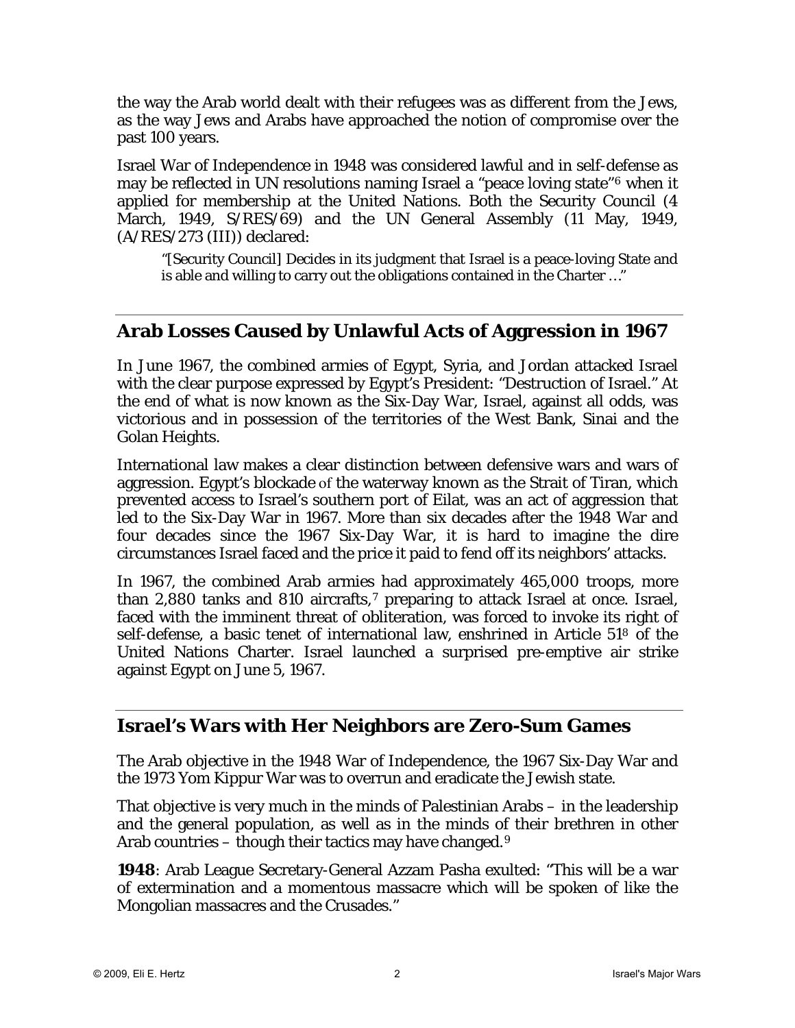the way the Arab world dealt with their refugees was as different from the Jews, as the way Jews and Arabs have approached the notion of compromise over the past 100 years.

Israel War of Independence in 1948 was considered lawful and in self-defense as may be reflected in UN resolutions naming Israel a "peace loving state"[6] when it applied for membership at the United Nations. Both the Security Council (4 March, 1949, S/RES/69) and the UN General Assembly (11 May, 1949, (A/RES/273 (III)) declared:

> "[Security Council] Decides in its judgment that Israel is a peace-loving State and is able and willing to carry out the obligations contained in the Charter …"

## Arab Losses Caused by Unlawful Acts of Aggression in 1967

In June 1967, the combined armies of Egypt, Syria, and Jordan attacked Israel with the clear purpose expressed by Egypt's President: "Destruction of Israel." At the end of what is now known as the Six-Day War, Israel, against all odds, was victorious and in possession of the territories of the West Bank, Sinai and the Golan Heights.

International law makes a clear distinction between defensive wars and wars of aggression. Egypt's blockade of the waterway known as the Strait of Tiran, which prevented access to Israel's southern port of Eilat, was an act of aggression that led to the Six-Day War in 1967. More than six decades after the 1948 War and four decades since the 1967 Six-Day War, it is hard to imagine the dire circumstances Israel faced and the price it paid to fend off its neighbors' attacks.

In 1967, the combined Arab armies had approximately 465,000 troops, more than 2,880 tanks and 810 aircrafts,[7] preparing to attack Israel at once. Israel, faced with the imminent threat of obliteration, was forced to invoke its right of self-defense, a basic tenet of international law, enshrined in Article 51[8] of the United Nations Charter. Israel launched a surprised pre-emptive air strike against Egypt on June 5, 1967.

## Israel's Wars with Her Neighbors are Zero-Sum Games

The Arab objective in the 1948 War of Independence, the 1967 Six-Day War and the 1973 Yom Kippur War was to overrun and eradicate the Jewish state.

That objective is very much in the minds of Palestinian Arabs – in the leadership and the general population, as well as in the minds of their brethren in other Arab countries – though their tactics may have changed.[9]

**1948**: Arab League Secretary-General Azzam Pasha exulted: "This will be a war of extermination and a momentous massacre which will be spoken of like the Mongolian massacres and the Crusades."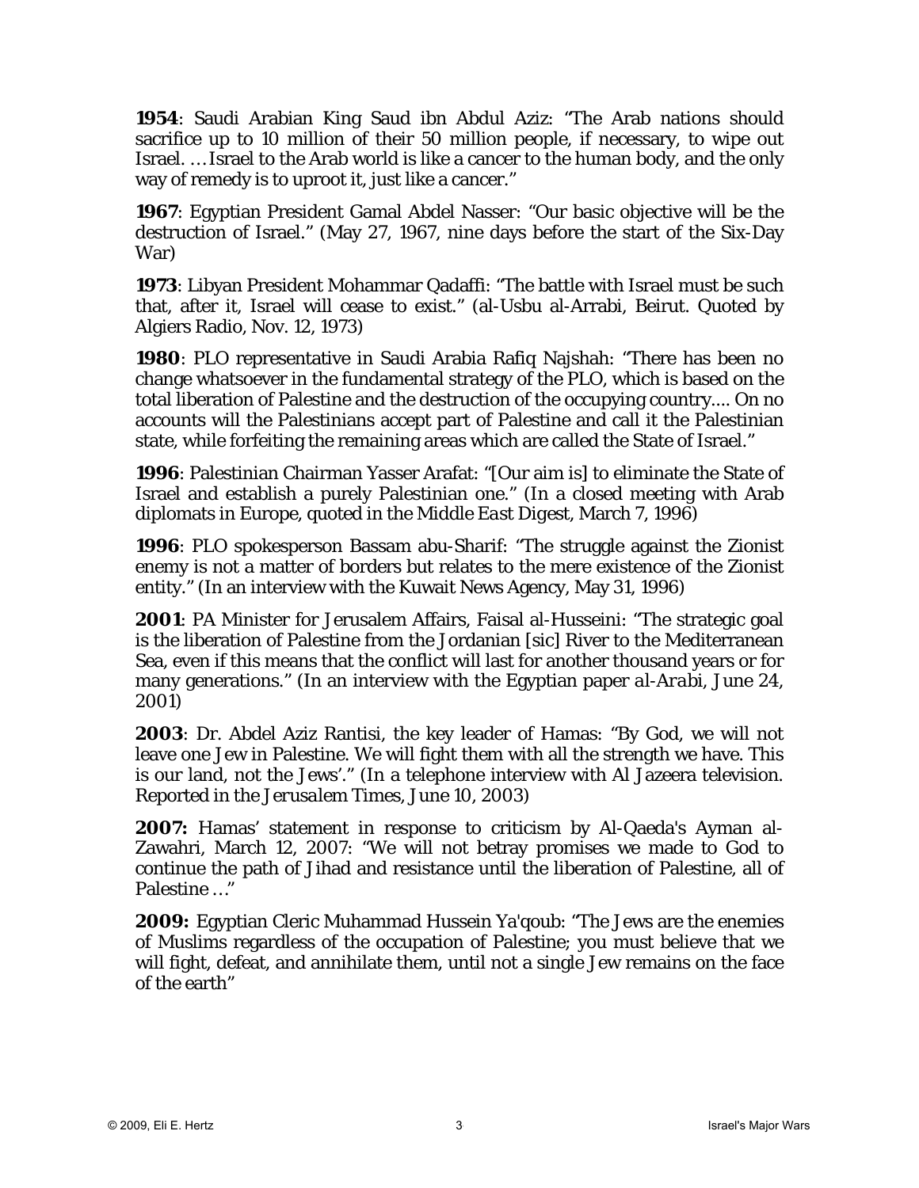**1954**: Saudi Arabian King Saud ibn Abdul Aziz: "The Arab nations should sacrifice up to 10 million of their 50 million people, if necessary, to wipe out Israel. … Israel to the Arab world is like a cancer to the human body, and the only way of remedy is to uproot it, just like a cancer."

**1967**: Egyptian President Gamal Abdel Nasser: "Our basic objective will be the destruction of Israel." (May 27, 1967, nine days before the start of the Six-Day War)

**1973**: Libyan President Mohammar Qadaffi: "The battle with Israel must be such that, after it, Israel will cease to exist." (al-Usbu al-Arrabi, Beirut. Quoted by Algiers Radio, Nov. 12, 1973)

**1980**: PLO representative in Saudi Arabia Rafiq Najshah: "There has been no change whatsoever in the fundamental strategy of the PLO, which is based on the total liberation of Palestine and the destruction of the occupying country.... On no accounts will the Palestinians accept part of Palestine and call it the Palestinian state, while forfeiting the remaining areas which are called the State of Israel."

**1996**: Palestinian Chairman Yasser Arafat: "[Our aim is] to eliminate the State of Israel and establish a purely Palestinian one." (In a closed meeting with Arab diplomats in Europe, quoted in the *Middle East Digest*, March 7, 1996)

**1996**: PLO spokesperson Bassam abu-Sharif: "The struggle against the Zionist enemy is not a matter of borders but relates to the mere existence of the Zionist entity." (In an interview with the Kuwait News Agency, May 31, 1996)

**2001**: PA Minister for Jerusalem Affairs, Faisal al-Husseini: "The strategic goal is the liberation of Palestine from the Jordanian [sic] River to the Mediterranean Sea, even if this means that the conflict will last for another thousand years or for many generations." (In an interview with the Egyptian paper *al-Arabi*, June 24, 2001)

**2003**: Dr. Abdel Aziz Rantisi, the key leader of Hamas: "By God, we will not leave one Jew in Palestine. We will fight them with all the strength we have. This is our land, not the Jews'." (In a telephone interview with Al Jazeera television. Reported in the *Jerusalem Times*, June 10, 2003)

**2007:** Hamas' statement in response to criticism by Al-Qaeda's Ayman al-Zawahri, March 12, 2007: "We will not betray promises we made to God to continue the path of Jihad and resistance until the liberation of Palestine, all of Palestine …"

**2009:** Egyptian Cleric Muhammad Hussein Ya'qoub: "The Jews are the enemies of Muslims regardless of the occupation of Palestine; you must believe that we will fight, defeat, and annihilate them, until not a single Jew remains on the face of the earth"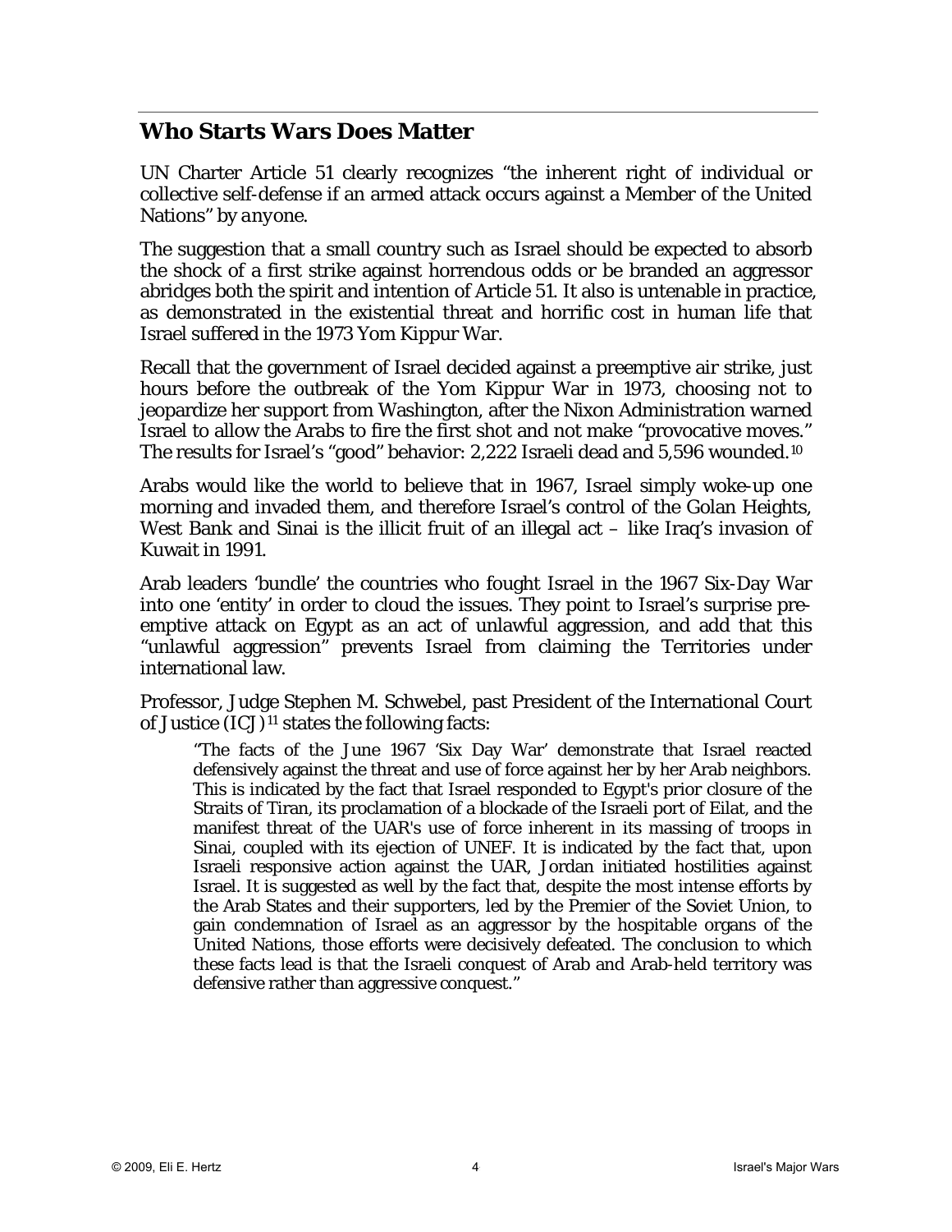## Who Starts Wars Does Matter

UN Charter Article 51 clearly recognizes "the inherent right of individual or collective self-defense if an armed attack occurs against a Member of the United Nations" by *anyone*.

The suggestion that a small country such as Israel should be expected to absorb the shock of a first strike against horrendous odds or be branded an aggressor abridges both the spirit and intention of Article 51. It also is untenable in practice, as demonstrated in the existential threat and horrific cost in human life that Israel suffered in the 1973 Yom Kippur War.

Recall that the government of Israel decided against a preemptive air strike, just hours before the outbreak of the Yom Kippur War in 1973, choosing not to jeopardize her support from Washington, after the Nixon Administration warned Israel to allow the Arabs to fire the first shot and not make "provocative moves." The results for Israel's "good" behavior: 2,222 Israeli dead and 5,596 wounded.[10]

Arabs would like the world to believe that in 1967, Israel simply woke-up one morning and invaded them, and therefore Israel's control of the Golan Heights, West Bank and Sinai is the illicit fruit of an illegal act – like Iraq's invasion of Kuwait in 1991.

Arab leaders 'bundle' the countries who fought Israel in the 1967 Six-Day War into one 'entity' in order to cloud the issues. They point to Israel's surprise pre-emptive attack on Egypt as an act of unlawful aggression, and add that this "unlawful aggression" prevents Israel from claiming the Territories under international law.

Professor, Judge Stephen M. Schwebel, past President of the International Court of Justice (ICJ)[11] states the following facts:

> "The facts of the June 1967 'Six Day War' demonstrate that Israel reacted defensively against the threat and use of force against her by her Arab neighbors. This is indicated by the fact that Israel responded to Egypt's prior closure of the Straits of Tiran, its proclamation of a blockade of the Israeli port of Eilat, and the manifest threat of the UAR's use of force inherent in its massing of troops in Sinai, coupled with its ejection of UNEF. It is indicated by the fact that, upon Israeli responsive action against the UAR, Jordan initiated hostilities against Israel. It is suggested as well by the fact that, despite the most intense efforts by the Arab States and their supporters, led by the Premier of the Soviet Union, to gain condemnation of Israel as an aggressor by the hospitable organs of the United Nations, those efforts were decisively defeated. The conclusion to which these facts lead is that the Israeli conquest of Arab and Arab-held territory was defensive rather than aggressive conquest."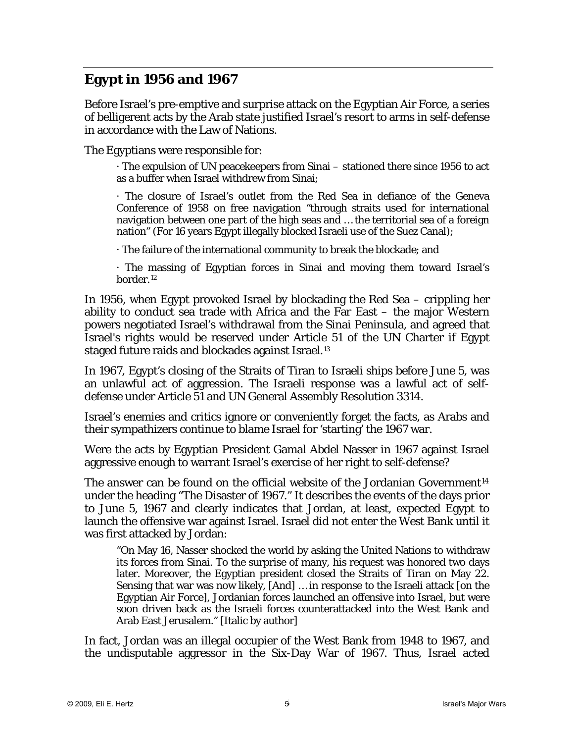## Egypt in 1956 and 1967

Before Israel's pre-emptive and surprise attack on the Egyptian Air Force, a series of belligerent acts by the Arab state justified Israel's resort to arms in self-defense in accordance with the Law of Nations.

The Egyptians were responsible for:

> · The expulsion of UN peacekeepers from Sinai – stationed there since 1956 to act as a buffer when Israel withdrew from Sinai;
>
> · The closure of Israel's outlet from the Red Sea in defiance of the Geneva Conference of 1958 on free navigation "through straits used for international navigation between one part of the high seas and … the territorial sea of a foreign nation" (For 16 years Egypt illegally blocked Israeli use of the Suez Canal);
>
> · The failure of the international community to break the blockade; and
>
> · The massing of Egyptian forces in Sinai and moving them toward Israel's border.[12]

In 1956, when Egypt provoked Israel by blockading the Red Sea – crippling her ability to conduct sea trade with Africa and the Far East – the major Western powers negotiated Israel's withdrawal from the Sinai Peninsula, and agreed that Israel's rights would be reserved under Article 51 of the UN Charter if Egypt staged future raids and blockades against Israel.[13]

In 1967, Egypt's closing of the Straits of Tiran to Israeli ships before June 5, was an unlawful act of aggression. The Israeli response was a lawful act of self-defense under Article 51 and UN General Assembly Resolution 3314.

Israel's enemies and critics ignore or conveniently forget the facts, as Arabs and their sympathizers continue to blame Israel for 'starting' the 1967 war.

Were the acts by Egyptian President Gamal Abdel Nasser in 1967 against Israel aggressive enough to warrant Israel's exercise of her right to self-defense?

The answer can be found on the official website of the Jordanian Government[14] under the heading "The Disaster of 1967." It describes the events of the days prior to June 5, 1967 and clearly indicates that Jordan, at least, expected Egypt to launch the offensive war against Israel. Israel did not enter the West Bank until it was first attacked by Jordan:

> "On May 16, Nasser shocked the world by asking the United Nations to withdraw its forces from Sinai. To the surprise of many, his request was honored two days later. Moreover, the Egyptian president closed the Straits of Tiran on May 22. Sensing that war was now likely, [And] … in response to the Israeli attack [on the Egyptian Air Force], Jordanian forces launched an offensive into Israel, but were soon driven back as the Israeli forces counterattacked into the West Bank and Arab East Jerusalem." [Italic by author]

In fact, Jordan was an illegal occupier of the West Bank from 1948 to 1967, and the undisputable aggressor in the Six-Day War of 1967. Thus, Israel acted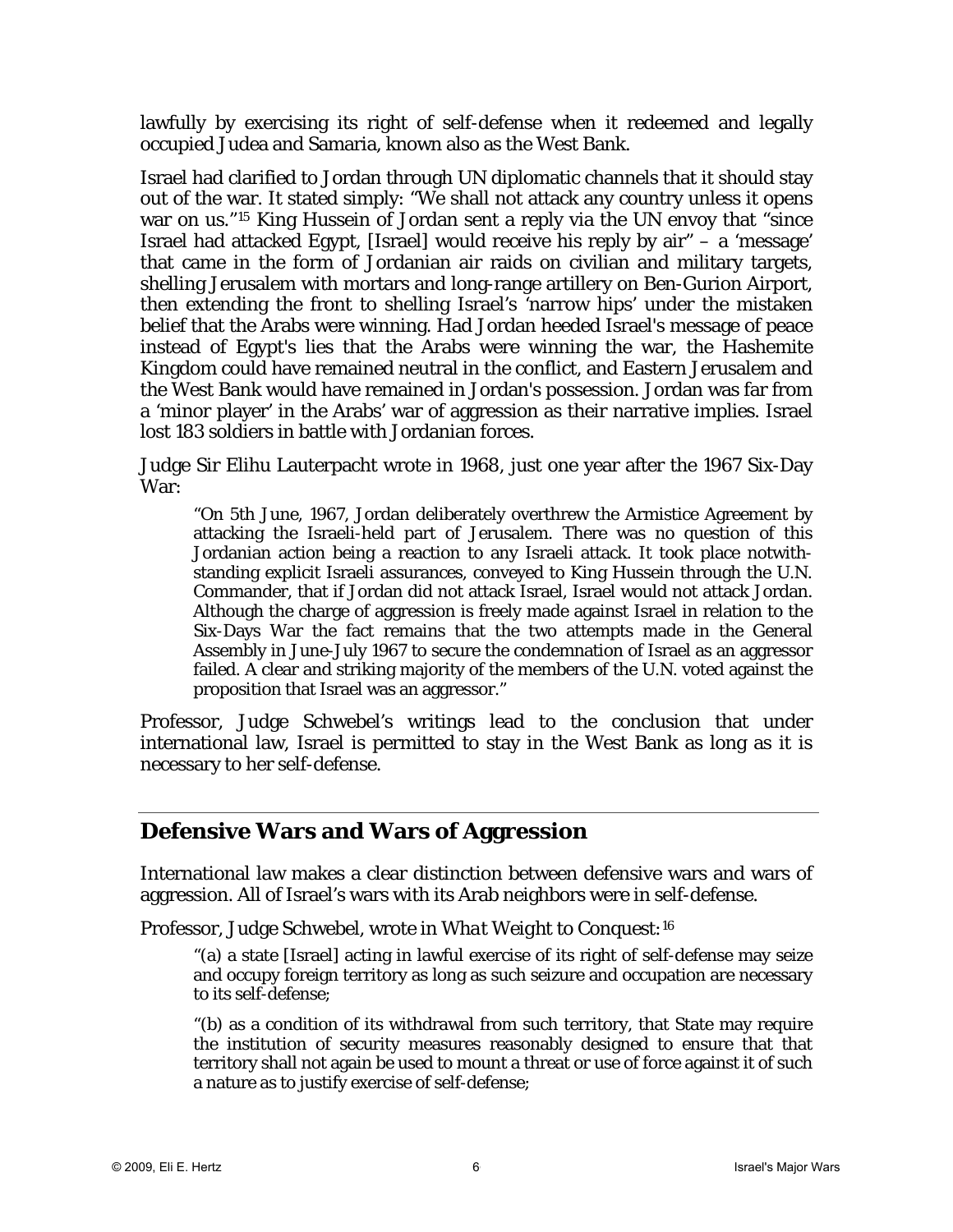lawfully by exercising its right of self-defense when it redeemed and legally occupied Judea and Samaria, known also as the West Bank.

Israel had clarified to Jordan through UN diplomatic channels that it should stay out of the war. It stated simply: "We shall not attack any country unless it opens war on us."[15] King Hussein of Jordan sent a reply via the UN envoy that "since Israel had attacked Egypt, [Israel] would receive his reply by air" – a 'message' that came in the form of Jordanian air raids on civilian and military targets, shelling Jerusalem with mortars and long-range artillery on Ben-Gurion Airport, then extending the front to shelling Israel's 'narrow hips' under the mistaken belief that the Arabs were winning. Had Jordan heeded Israel's message of peace instead of Egypt's lies that the Arabs were winning the war, the Hashemite Kingdom could have remained neutral in the conflict, and Eastern Jerusalem and the West Bank would have remained in Jordan's possession. Jordan was far from a 'minor player' in the Arabs' war of aggression as their narrative implies. Israel lost 183 soldiers in battle with Jordanian forces.

Judge Sir Elihu Lauterpacht wrote in 1968, just one year after the 1967 Six-Day War:

> "On 5th June, 1967, Jordan deliberately overthrew the Armistice Agreement by attacking the Israeli-held part of Jerusalem. There was no question of this Jordanian action being a reaction to any Israeli attack. It took place notwithstanding explicit Israeli assurances, conveyed to King Hussein through the U.N. Commander, that if Jordan did not attack Israel, Israel would not attack Jordan. Although the charge of aggression is freely made against Israel in relation to the Six-Days War the fact remains that the two attempts made in the General Assembly in June-July 1967 to secure the condemnation of Israel as an aggressor failed. A clear and striking majority of the members of the U.N. voted against the proposition that Israel was an aggressor."

Professor, Judge Schwebel's writings lead to the conclusion that under international law, Israel is permitted to stay in the West Bank as long as it is necessary to her self-defense.

## Defensive Wars and Wars of Aggression

International law makes a clear distinction between defensive wars and wars of aggression. All of Israel's wars with its Arab neighbors were in self-defense.

Professor, Judge Schwebel, wrote in *What Weight to Conquest:*[16]

> "(a) a state [Israel] acting in lawful exercise of its right of self-defense may seize and occupy foreign territory as long as such seizure and occupation are necessary to its self-defense;
>
> "(b) as a condition of its withdrawal from such territory, that State may require the institution of security measures reasonably designed to ensure that that territory shall not again be used to mount a threat or use of force against it of such a nature as to justify exercise of self-defense;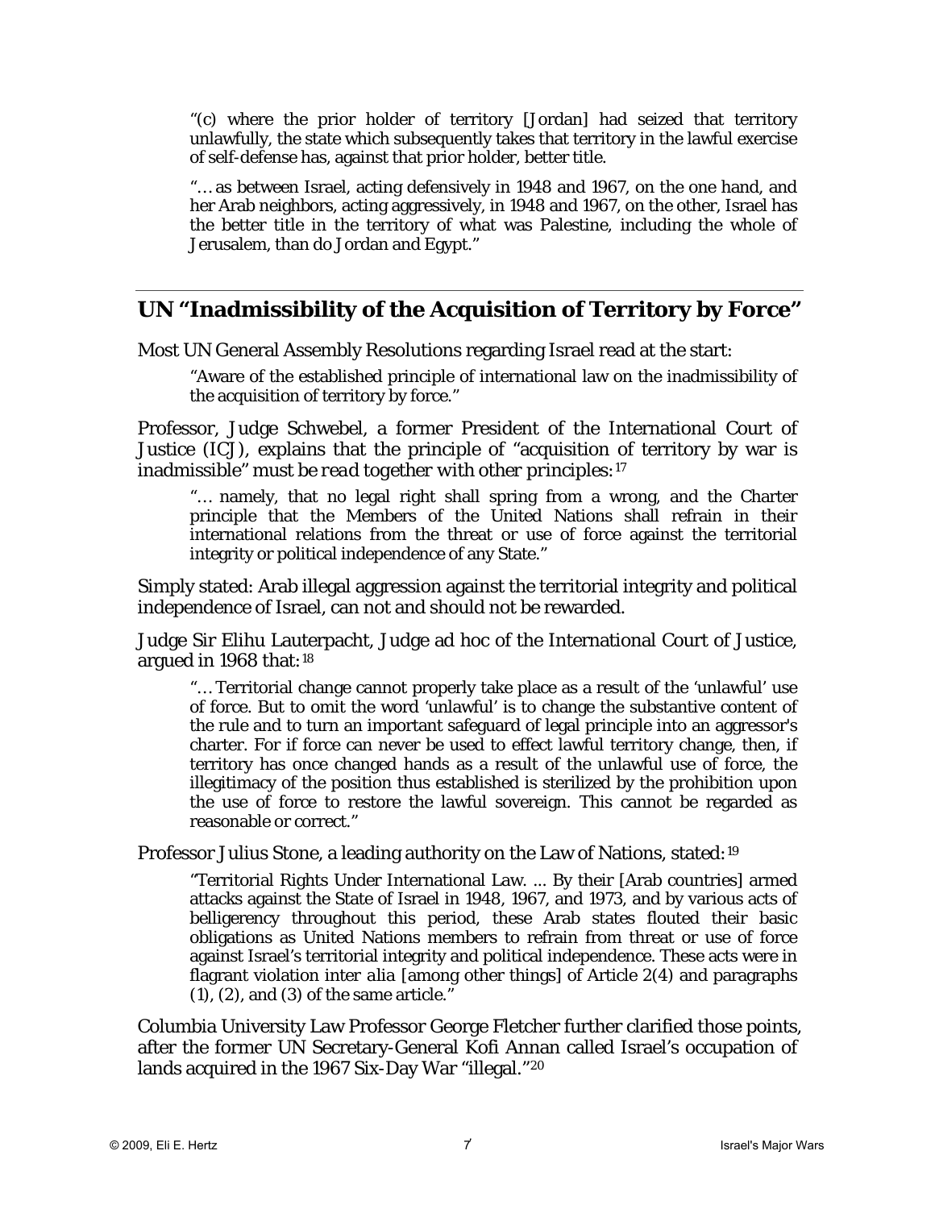"(c) where the prior holder of territory [Jordan] had seized that territory unlawfully, the state which subsequently takes that territory in the lawful exercise of self-defense has, against that prior holder, better title.

"… as between Israel, acting defensively in 1948 and 1967, on the one hand, and her Arab neighbors, acting aggressively, in 1948 and 1967, on the other, Israel has the better title in the territory of what was Palestine, including the whole of Jerusalem, than do Jordan and Egypt."

## UN "Inadmissibility of the Acquisition of Territory by Force"

Most UN General Assembly Resolutions regarding Israel read at the start:

> "Aware of the established principle of international law on the inadmissibility of the acquisition of territory by force."

Professor, Judge Schwebel, a former President of the International Court of Justice (ICJ), explains that the principle of "acquisition of territory by war is inadmissible" must be *read together with other principles*:[17]

> "… namely, that no legal right shall spring from a wrong, and the Charter principle that the Members of the United Nations shall refrain in their international relations from the threat or use of force against the territorial integrity or political independence of any State."

Simply stated: Arab illegal aggression against the territorial integrity and political independence of Israel, can not and should not be rewarded.

Judge Sir Elihu Lauterpacht, Judge ad hoc of the International Court of Justice, argued in 1968 that:[18]

> "… Territorial change cannot properly take place as a result of the 'unlawful' use of force. But to omit the word 'unlawful' is to change the substantive content of the rule and to turn an important safeguard of legal principle into an aggressor's charter. For if force can never be used to effect lawful territory change, then, if territory has once changed hands as a result of the unlawful use of force, the illegitimacy of the position thus established is sterilized by the prohibition upon the use of force to restore the lawful sovereign. This cannot be regarded as reasonable or correct."

Professor Julius Stone, a leading authority on the Law of Nations, stated:[19]

> "Territorial Rights Under International Law. ... By their [Arab countries] armed attacks against the State of Israel in 1948, 1967, and 1973, and by various acts of belligerency throughout this period, these Arab states flouted their basic obligations as United Nations members to refrain from threat or use of force against Israel's territorial integrity and political independence. These acts were in flagrant violation inter alia [among other things] of Article 2(4) and paragraphs (1), (2), and (3) of the same article."

Columbia University Law Professor George Fletcher further clarified those points, after the former UN Secretary-General Kofi Annan called Israel's occupation of lands acquired in the 1967 Six-Day War "illegal."[20]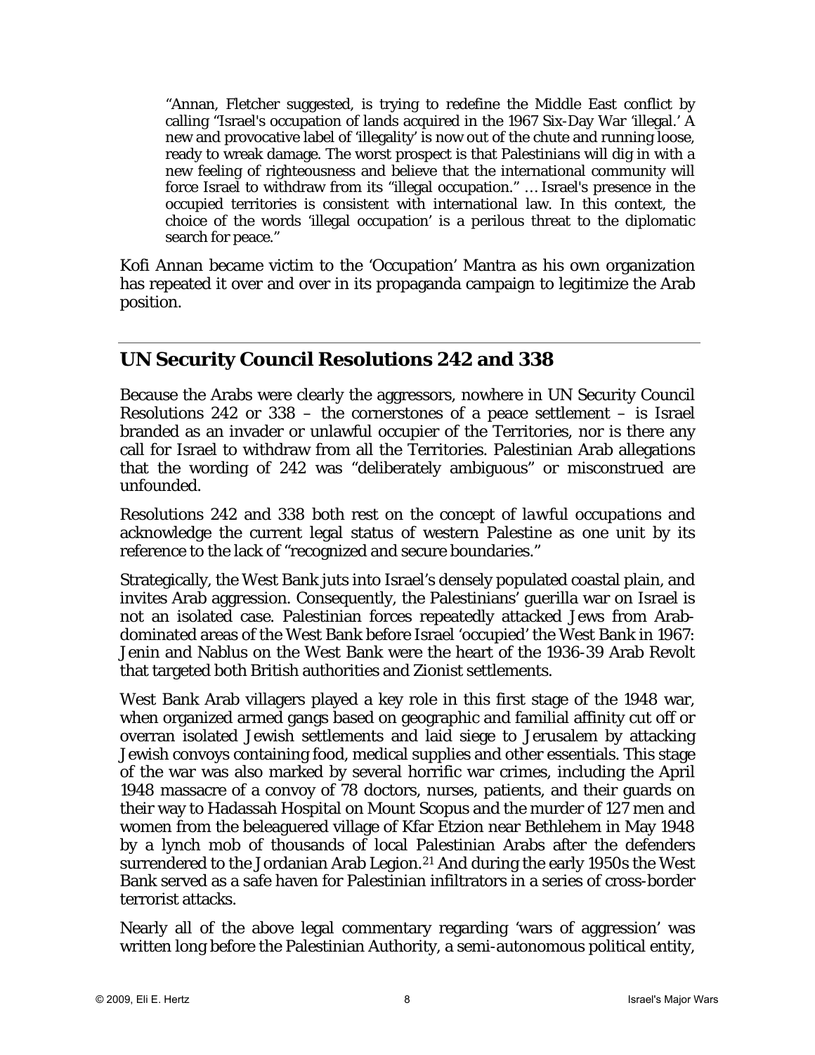> "Annan, Fletcher suggested, is trying to redefine the Middle East conflict by calling "Israel's occupation of lands acquired in the 1967 Six-Day War 'illegal.' A new and provocative label of 'illegality' is now out of the chute and running loose, ready to wreak damage. The worst prospect is that Palestinians will dig in with a new feeling of righteousness and believe that the international community will force Israel to withdraw from its "illegal occupation." … Israel's presence in the occupied territories is consistent with international law. In this context, the choice of the words 'illegal occupation' is a perilous threat to the diplomatic search for peace."

Kofi Annan became victim to the 'Occupation' Mantra as his own organization has repeated it over and over in its propaganda campaign to legitimize the Arab position.

## UN Security Council Resolutions 242 and 338

Because the Arabs were clearly the aggressors, nowhere in UN Security Council Resolutions 242 or 338 – the cornerstones of a peace settlement – is Israel branded as an invader or unlawful occupier of the Territories, nor is there any call for Israel to withdraw from all the Territories. Palestinian Arab allegations that the wording of 242 was "deliberately ambiguous" or misconstrued are unfounded.

Resolutions 242 and 338 both rest on the concept of *lawful occupations* and acknowledge the current legal status of western Palestine as one unit by its reference to the lack of "recognized and secure boundaries."

Strategically, the West Bank juts into Israel's densely populated coastal plain, and invites Arab aggression. Consequently, the Palestinians' guerilla war on Israel is not an isolated case. Palestinian forces repeatedly attacked Jews from Arab-dominated areas of the West Bank before Israel 'occupied' the West Bank in 1967: Jenin and Nablus on the West Bank were the heart of the 1936-39 Arab Revolt that targeted both British authorities and Zionist settlements.

West Bank Arab villagers played a key role in this first stage of the 1948 war, when organized armed gangs based on geographic and familial affinity cut off or overran isolated Jewish settlements and laid siege to Jerusalem by attacking Jewish convoys containing food, medical supplies and other essentials. This stage of the war was also marked by several horrific war crimes, including the April 1948 massacre of a convoy of 78 doctors, nurses, patients, and their guards on their way to Hadassah Hospital on Mount Scopus and the murder of 127 men and women from the beleaguered village of Kfar Etzion near Bethlehem in May 1948 by a lynch mob of thousands of local Palestinian Arabs after the defenders surrendered to the Jordanian Arab Legion.[21] And during the early 1950s the West Bank served as a safe haven for Palestinian infiltrators in a series of cross-border terrorist attacks.

Nearly all of the above legal commentary regarding 'wars of aggression' was written long before the Palestinian Authority, a semi-autonomous political entity,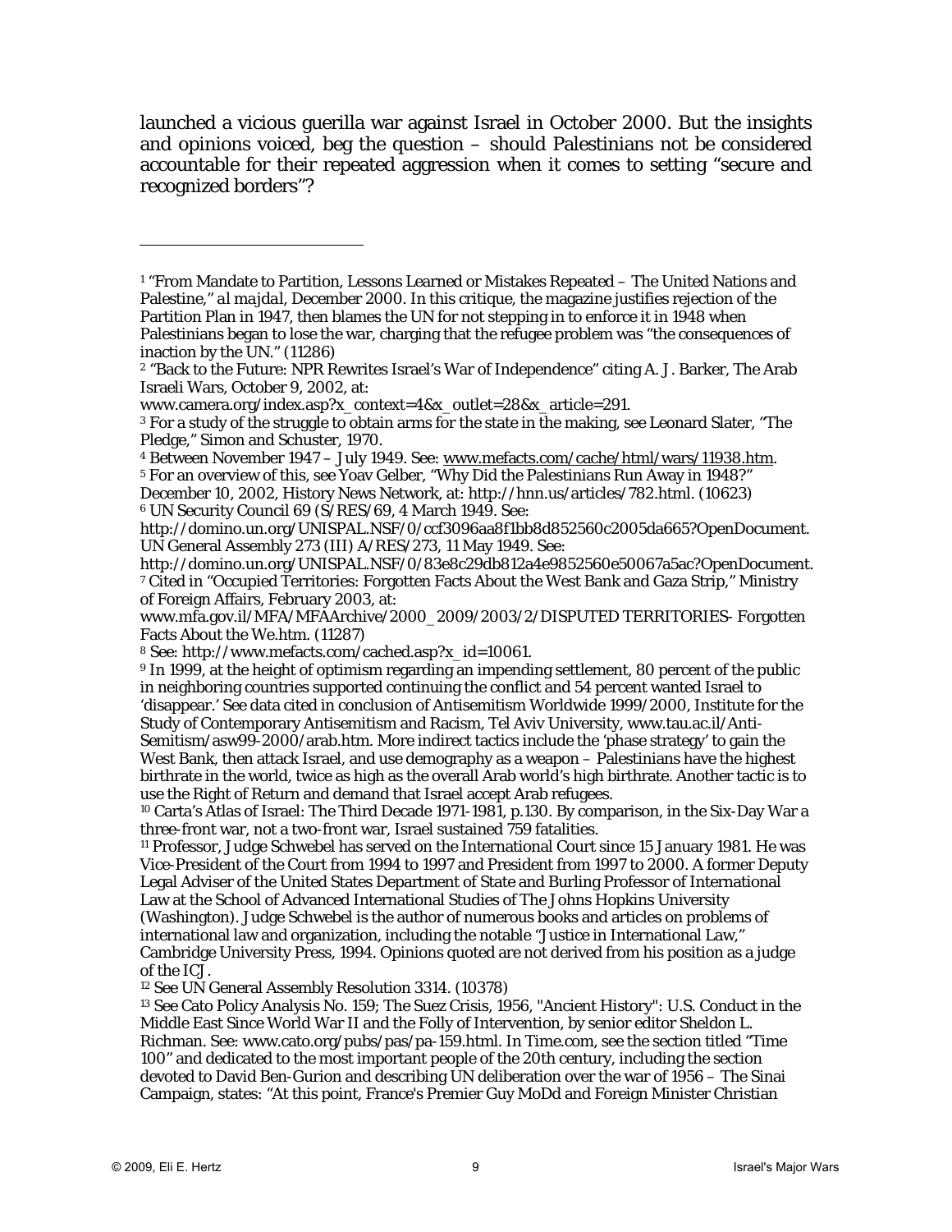launched a vicious guerilla war against Israel in October 2000. But the insights and opinions voiced, beg the question – should Palestinians not be considered accountable for their repeated aggression when it comes to setting "secure and recognized borders"?

---

[1] "From Mandate to Partition, Lessons Learned or Mistakes Repeated – The United Nations and Palestine," *al majdal*, December 2000. In this critique, the magazine justifies rejection of the Partition Plan in 1947, then blames the UN for not stepping in to enforce it in 1948 when Palestinians began to lose the war, charging that the refugee problem was "the consequences of inaction by the UN." (11286)

[2] "Back to the Future: NPR Rewrites Israel's War of Independence" citing A. J. Barker, The Arab Israeli Wars, October 9, 2002, at: www.camera.org/index.asp?x_context=4&x_outlet=28&x_article=291.

[3] For a study of the struggle to obtain arms for the state in the making, see Leonard Slater, "The Pledge," Simon and Schuster, 1970.

[4] Between November 1947 – July 1949. See: www.mefacts.com/cache/html/wars/11938.htm.

[5] For an overview of this, see Yoav Gelber, "Why Did the Palestinians Run Away in 1948?" December 10, 2002, History News Network, at: http://hnn.us/articles/782.html. (10623)

[6] UN Security Council 69 (S/RES/69, 4 March 1949. See: http://domino.un.org/UNISPAL.NSF/0/ccf3096aa8f1bb8d852560c2005da665?OpenDocument. UN General Assembly 273 (III) A/RES/273, 11 May 1949. See: http://domino.un.org/UNISPAL.NSF/0/83e8c29db812a4e9852560e50067a5ac?OpenDocument.

[7] Cited in "Occupied Territories: Forgotten Facts About the West Bank and Gaza Strip," Ministry of Foreign Affairs, February 2003, at: www.mfa.gov.il/MFA/MFAArchive/2000_2009/2003/2/DISPUTED TERRITORIES- Forgotten Facts About the We.htm. (11287)

[8] See: http://www.mefacts.com/cached.asp?x_id=10061.

[9] In 1999, at the height of optimism regarding an impending settlement, 80 percent of the public in neighboring countries supported continuing the conflict and 54 percent wanted Israel to 'disappear.' See data cited in conclusion of Antisemitism Worldwide 1999/2000, Institute for the Study of Contemporary Antisemitism and Racism, Tel Aviv University, www.tau.ac.il/Anti-Semitism/asw99-2000/arab.htm. More indirect tactics include the 'phase strategy' to gain the West Bank, then attack Israel, and use demography as a weapon – Palestinians have the highest birthrate in the world, twice as high as the overall Arab world's high birthrate. Another tactic is to use the Right of Return and demand that Israel accept Arab refugees.

[10] Carta's Atlas of Israel: The Third Decade 1971-1981, p.130. By comparison, in the Six-Day War a three-front war, not a two-front war, Israel sustained 759 fatalities.

[11] Professor, Judge Schwebel has served on the International Court since 15 January 1981. He was Vice-President of the Court from 1994 to 1997 and President from 1997 to 2000. A former Deputy Legal Adviser of the United States Department of State and Burling Professor of International Law at the School of Advanced International Studies of The Johns Hopkins University (Washington). Judge Schwebel is the author of numerous books and articles on problems of international law and organization, including the notable "Justice in International Law," Cambridge University Press, 1994. Opinions quoted are not derived from his position as a judge of the ICJ.

[12] See UN General Assembly Resolution 3314. (10378)

[13] See Cato Policy Analysis No. 159; The Suez Crisis, 1956, "Ancient History": U.S. Conduct in the Middle East Since World War II and the Folly of Intervention, by senior editor Sheldon L. Richman. See: www.cato.org/pubs/pas/pa-159.html. In Time.com, see the section titled "Time 100" and dedicated to the most important people of the 20th century, including the section devoted to David Ben-Gurion and describing UN deliberation over the war of 1956 – The Sinai Campaign, states: "At this point, France's Premier Guy MoDd and Foreign Minister Christian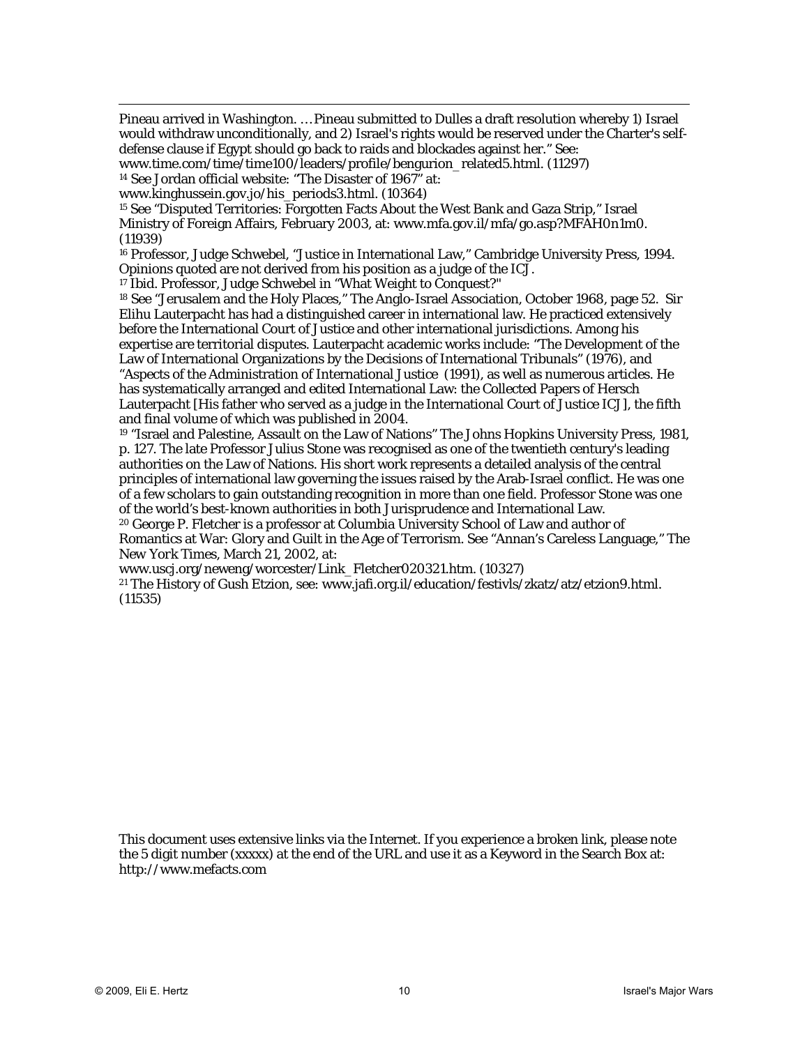Pineau arrived in Washington. … Pineau submitted to Dulles a draft resolution whereby 1) Israel would withdraw unconditionally, and 2) Israel's rights would be reserved under the Charter's self-defense clause if Egypt should go back to raids and blockades against her." See: www.time.com/time/time100/leaders/profile/bengurion_related5.html. (11297)

[14] See Jordan official website: "The Disaster of 1967" at: www.kinghussein.gov.jo/his_periods3.html. (10364)

[15] See "Disputed Territories: Forgotten Facts About the West Bank and Gaza Strip," Israel Ministry of Foreign Affairs, February 2003, at: www.mfa.gov.il/mfa/go.asp?MFAH0n1m0. (11939)

[16] Professor, Judge Schwebel, "Justice in International Law," Cambridge University Press, 1994. Opinions quoted are not derived from his position as a judge of the ICJ.

[17] Ibid. Professor, Judge Schwebel in "What Weight to Conquest?"

[18] See "Jerusalem and the Holy Places," The Anglo-Israel Association, October 1968, page 52. Sir Elihu Lauterpacht has had a distinguished career in international law. He practiced extensively before the International Court of Justice and other international jurisdictions. Among his expertise are territorial disputes. Lauterpacht academic works include: "The Development of the Law of International Organizations by the Decisions of International Tribunals" (1976), and "Aspects of the Administration of International Justice (1991), as well as numerous articles. He has systematically arranged and edited International Law: the Collected Papers of Hersch Lauterpacht [His father who served as a judge in the International Court of Justice ICJ], the fifth and final volume of which was published in 2004.

[19] "Israel and Palestine, Assault on the Law of Nations" The Johns Hopkins University Press, 1981, p. 127. The late Professor Julius Stone was recognised as one of the twentieth century's leading authorities on the Law of Nations. His short work represents a detailed analysis of the central principles of international law governing the issues raised by the Arab-Israel conflict. He was one of a few scholars to gain outstanding recognition in more than one field. Professor Stone was one of the world's best-known authorities in both Jurisprudence and International Law.

[20] George P. Fletcher is a professor at Columbia University School of Law and author of Romantics at War: Glory and Guilt in the Age of Terrorism. See "Annan's Careless Language," The New York Times, March 21, 2002, at: www.uscj.org/neweng/worcester/Link_Fletcher020321.htm. (10327)

[21] The History of Gush Etzion, see: www.jafi.org.il/education/festivls/zkatz/atz/etzion9.html. (11535)

This document uses extensive links via the Internet. If you experience a broken link, please note the 5 digit number (xxxxx) at the end of the URL and use it as a Keyword in the Search Box at: http://www.mefacts.com